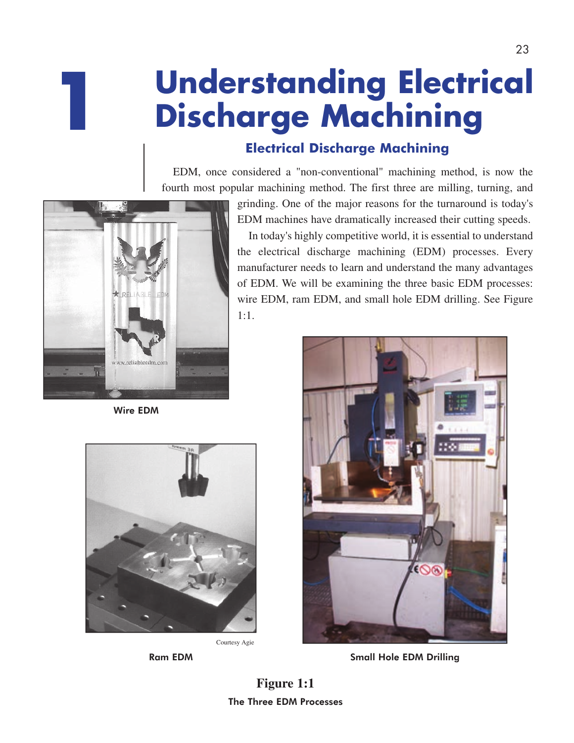# 1 Understanding Electrical Discharge Machining

## Electrical Discharge Machining

EDM, once considered a "non-conventional" machining method, is now the fourth most popular machining method. The first three are milling, turning, and grinding. One of the major reasons for the turnaround is today's EDM machines have dramatically increased their cutting speeds.

In today's highly competitive world, it is essential to understand the electrical discharge machining (EDM) processes. Every manufacturer needs to learn and understand the many advantages of EDM. We will be examining the three basic EDM processes: wire EDM, ram EDM, and small hole EDM drilling. See Figure 1:1.

Wire EDM

Courtesy Agie

Ram EDM

Small Hole EDM Drilling

**Figure 1:1**

The Three EDM Processes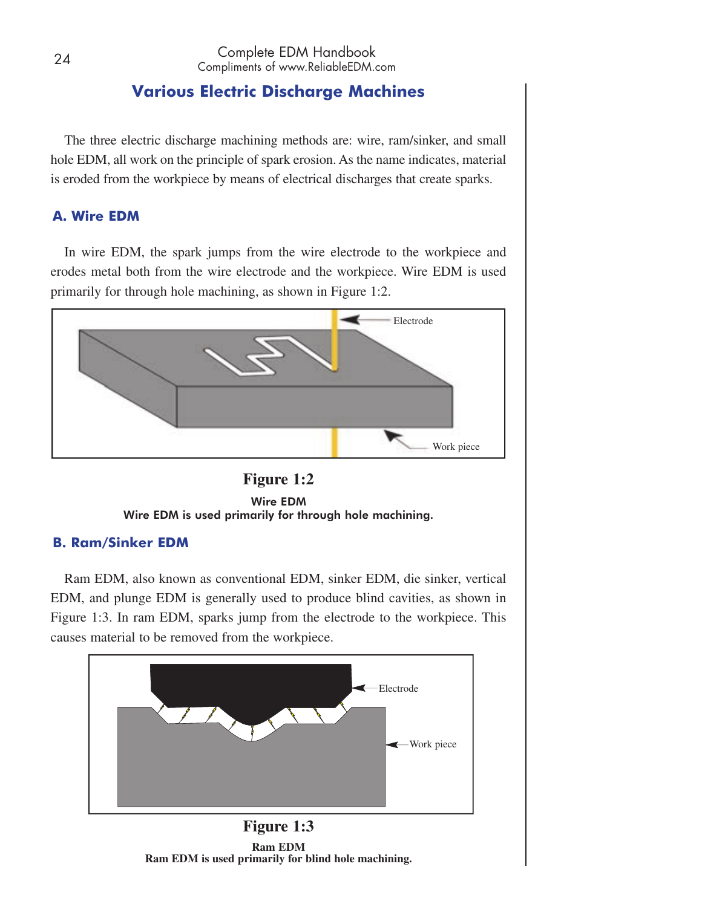## Various Electric Discharge Machines

The three electric discharge machining methods are: wire, ram/sinker, and small hole EDM, all work on the principle of spark erosion. As the name indicates, material is eroded from the workpiece by means of electrical discharges that create sparks.

### A. Wire EDM

In wire EDM, the spark jumps from the wire electrode to the workpiece and erodes metal both from the wire electrode and the workpiece. Wire EDM is used primarily for through hole machining, as shown in Figure 1:2.

Electrode

Work piece

**Figure 1:2**

**Wire EDM**
**Wire EDM is used primarily for through hole machining.**

### B. Ram/Sinker EDM

Ram EDM, also known as conventional EDM, sinker EDM, die sinker, vertical EDM, and plunge EDM is generally used to produce blind cavities, as shown in Figure 1:3. In ram EDM, sparks jump from the electrode to the workpiece. This causes material to be removed from the workpiece.

Electrode

Work piece

**Figure 1:3**

**Ram EDM**
**Ram EDM is used primarily for blind hole machining.**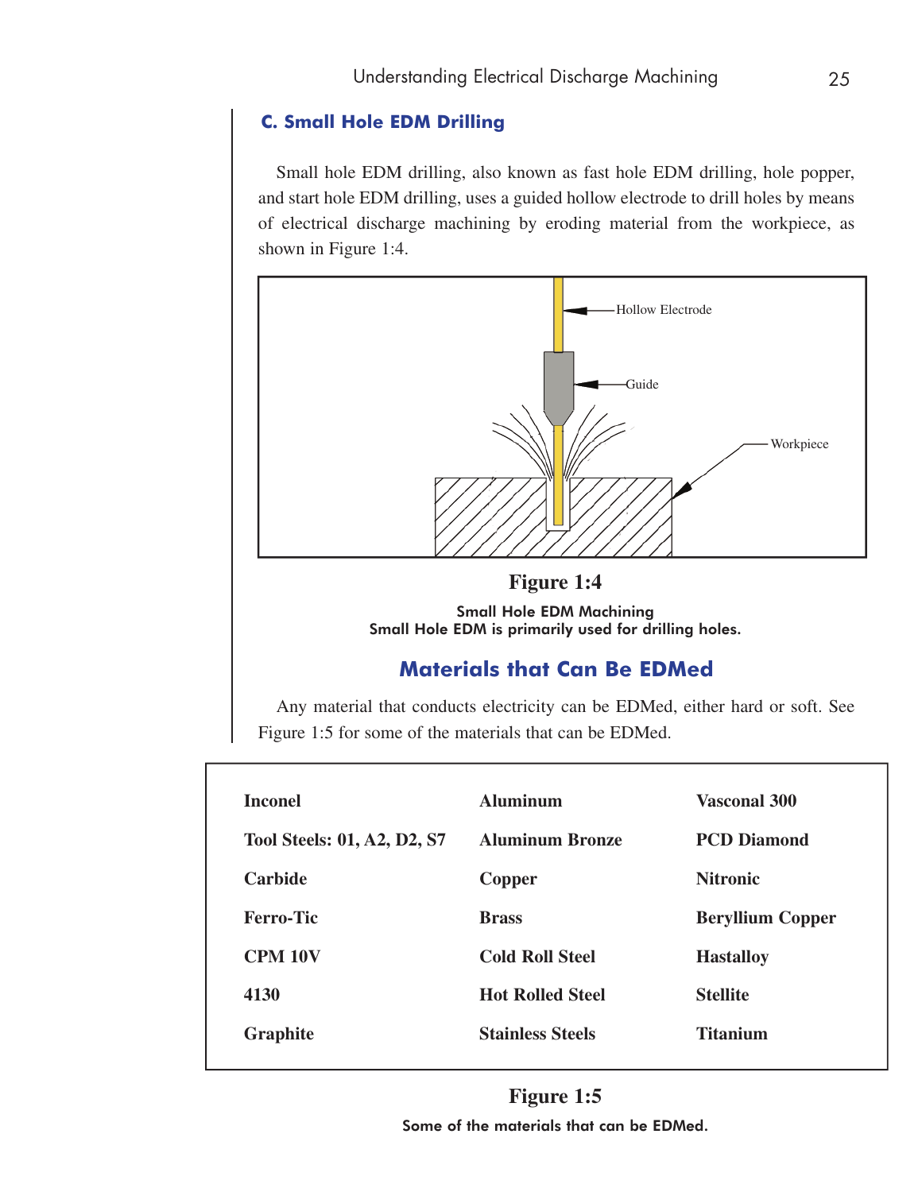### C. Small Hole EDM Drilling

Small hole EDM drilling, also known as fast hole EDM drilling, hole popper, and start hole EDM drilling, uses a guided hollow electrode to drill holes by means of electrical discharge machining by eroding material from the workpiece, as shown in Figure 1:4.

Hollow Electrode

Guide

Workpiece

**Figure 1:4**

Small Hole EDM Machining
Small Hole EDM is primarily used for drilling holes.

## Materials that Can Be EDMed

Any material that conducts electricity can be EDMed, either hard or soft. See Figure 1:5 for some of the materials that can be EDMed.

| | | |
|---|---|---|
| **Inconel** | **Aluminum** | **Vasconal 300** |
| **Tool Steels: 01, A2, D2, S7** | **Aluminum Bronze** | **PCD Diamond** |
| **Carbide** | **Copper** | **Nitronic** |
| **Ferro-Tic** | **Brass** | **Beryllium Copper** |
| **CPM 10V** | **Cold Roll Steel** | **Hastalloy** |
| **4130** | **Hot Rolled Steel** | **Stellite** |
| **Graphite** | **Stainless Steels** | **Titanium** |

**Figure 1:5**

Some of the materials that can be EDMed.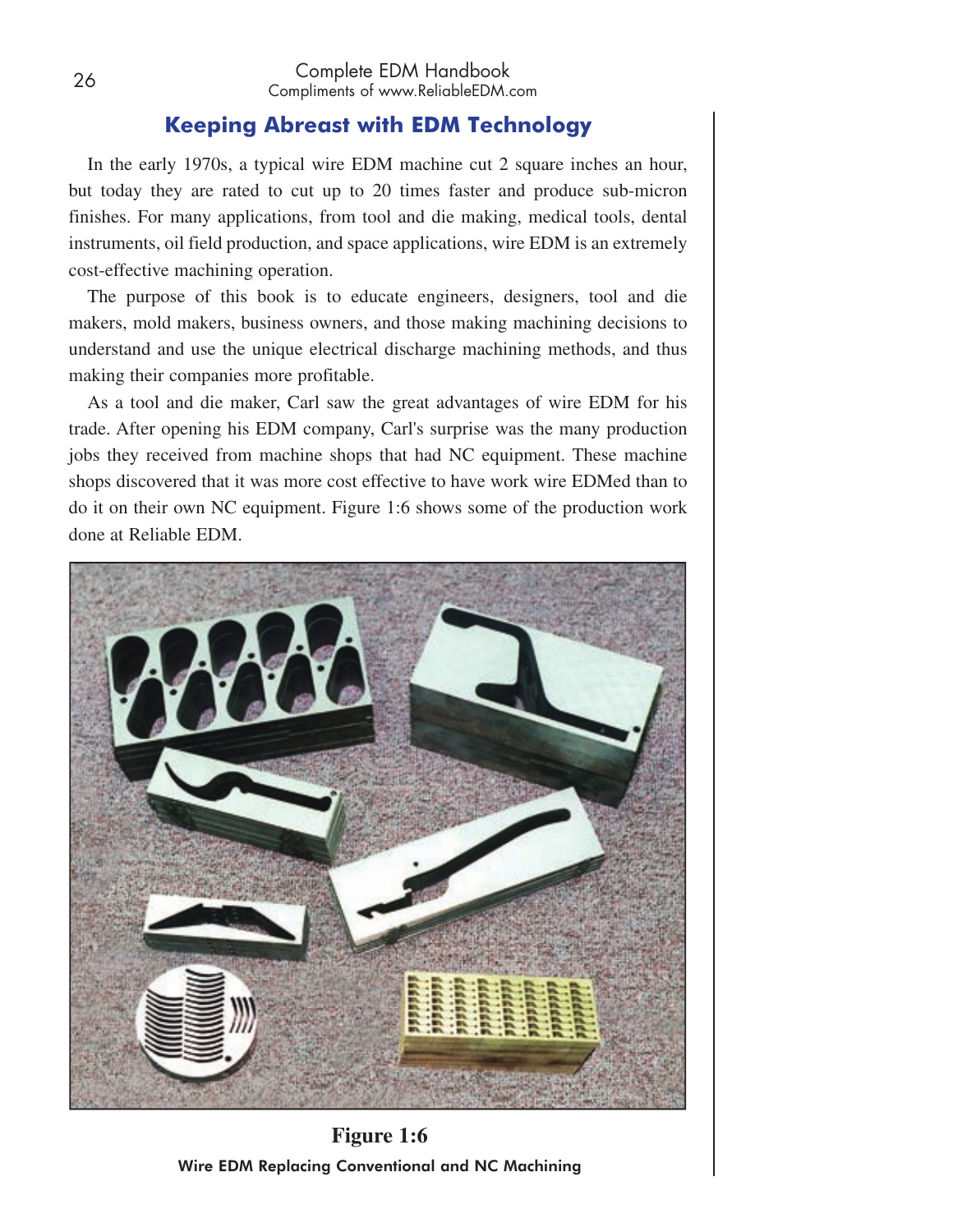## Keeping Abreast with EDM Technology

In the early 1970s, a typical wire EDM machine cut 2 square inches an hour, but today they are rated to cut up to 20 times faster and produce sub-micron finishes. For many applications, from tool and die making, medical tools, dental instruments, oil field production, and space applications, wire EDM is an extremely cost-effective machining operation.

The purpose of this book is to educate engineers, designers, tool and die makers, mold makers, business owners, and those making machining decisions to understand and use the unique electrical discharge machining methods, and thus making their companies more profitable.

As a tool and die maker, Carl saw the great advantages of wire EDM for his trade. After opening his EDM company, Carl's surprise was the many production jobs they received from machine shops that had NC equipment. These machine shops discovered that it was more cost effective to have work wire EDMed than to do it on their own NC equipment. Figure 1:6 shows some of the production work done at Reliable EDM.

**Figure 1:6**

Wire EDM Replacing Conventional and NC Machining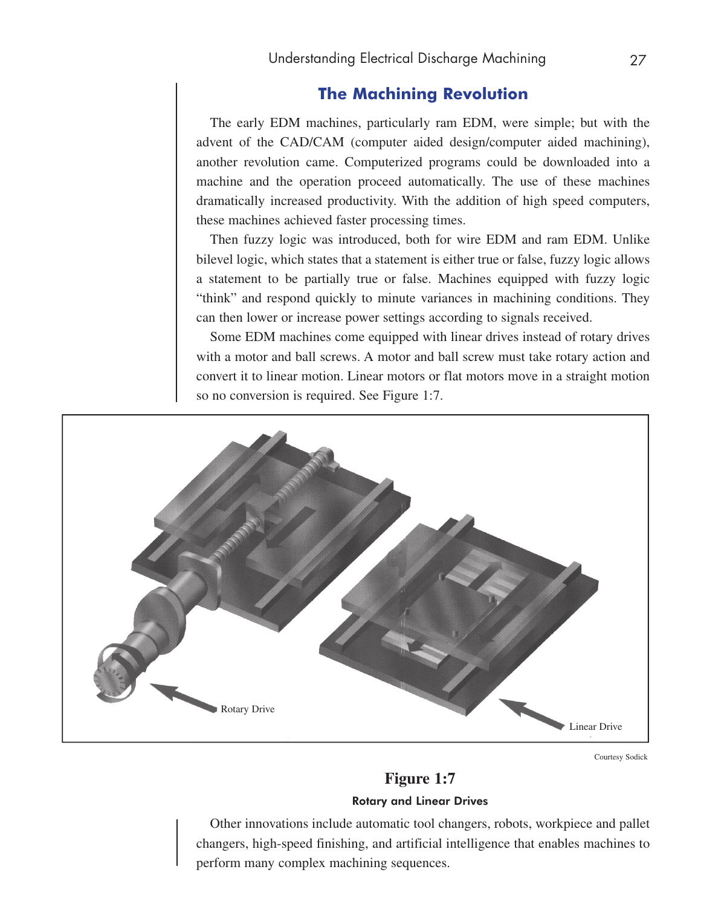## The Machining Revolution

The early EDM machines, particularly ram EDM, were simple; but with the advent of the CAD/CAM (computer aided design/computer aided machining), another revolution came. Computerized programs could be downloaded into a machine and the operation proceed automatically. The use of these machines dramatically increased productivity. With the addition of high speed computers, these machines achieved faster processing times.

Then fuzzy logic was introduced, both for wire EDM and ram EDM. Unlike bilevel logic, which states that a statement is either true or false, fuzzy logic allows a statement to be partially true or false. Machines equipped with fuzzy logic "think" and respond quickly to minute variances in machining conditions. They can then lower or increase power settings according to signals received.

Some EDM machines come equipped with linear drives instead of rotary drives with a motor and ball screws. A motor and ball screw must take rotary action and convert it to linear motion. Linear motors or flat motors move in a straight motion so no conversion is required. See Figure 1:7.

Rotary Drive

Linear Drive

Courtesy Sodick

**Figure 1:7**

**Rotary and Linear Drives**

Other innovations include automatic tool changers, robots, workpiece and pallet changers, high-speed finishing, and artificial intelligence that enables machines to perform many complex machining sequences.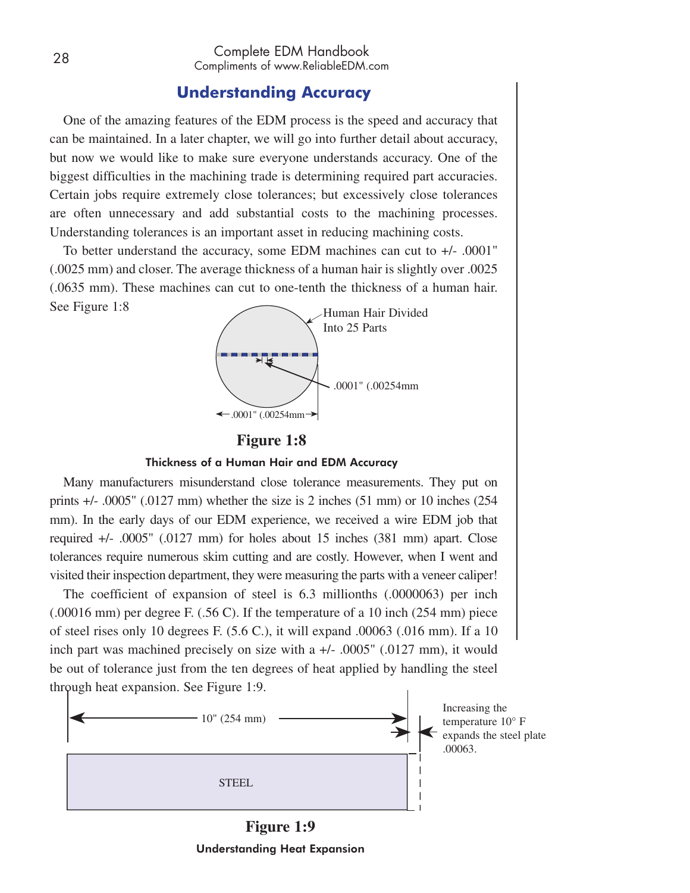## Understanding Accuracy

One of the amazing features of the EDM process is the speed and accuracy that can be maintained. In a later chapter, we will go into further detail about accuracy, but now we would like to make sure everyone understands accuracy. One of the biggest difficulties in the machining trade is determining required part accuracies. Certain jobs require extremely close tolerances; but excessively close tolerances are often unnecessary and add substantial costs to the machining processes. Understanding tolerances is an important asset in reducing machining costs.

To better understand the accuracy, some EDM machines can cut to +/- .0001" (.0025 mm) and closer. The average thickness of a human hair is slightly over .0025 (.0635 mm). These machines can cut to one-tenth the thickness of a human hair. See Figure 1:8

Human Hair Divided Into 25 Parts

.0001" (.00254mm

.0001" (.00254mm

**Figure 1:8**

**Thickness of a Human Hair and EDM Accuracy**

Many manufacturers misunderstand close tolerance measurements. They put on prints +/- .0005" (.0127 mm) whether the size is 2 inches (51 mm) or 10 inches (254 mm). In the early days of our EDM experience, we received a wire EDM job that required +/- .0005" (.0127 mm) for holes about 15 inches (381 mm) apart. Close tolerances require numerous skim cutting and are costly. However, when I went and visited their inspection department, they were measuring the parts with a veneer caliper!

The coefficient of expansion of steel is 6.3 millionths (.0000063) per inch (.00016 mm) per degree F. (.56 C). If the temperature of a 10 inch (254 mm) piece of steel rises only 10 degrees F. (5.6 C.), it will expand .00063 (.016 mm). If a 10 inch part was machined precisely on size with a +/- .0005" (.0127 mm), it would be out of tolerance just from the ten degrees of heat applied by handling the steel through heat expansion. See Figure 1:9.

10" (254 mm)

Increasing the temperature 10° F expands the steel plate .00063.

STEEL

**Figure 1:9**

**Understanding Heat Expansion**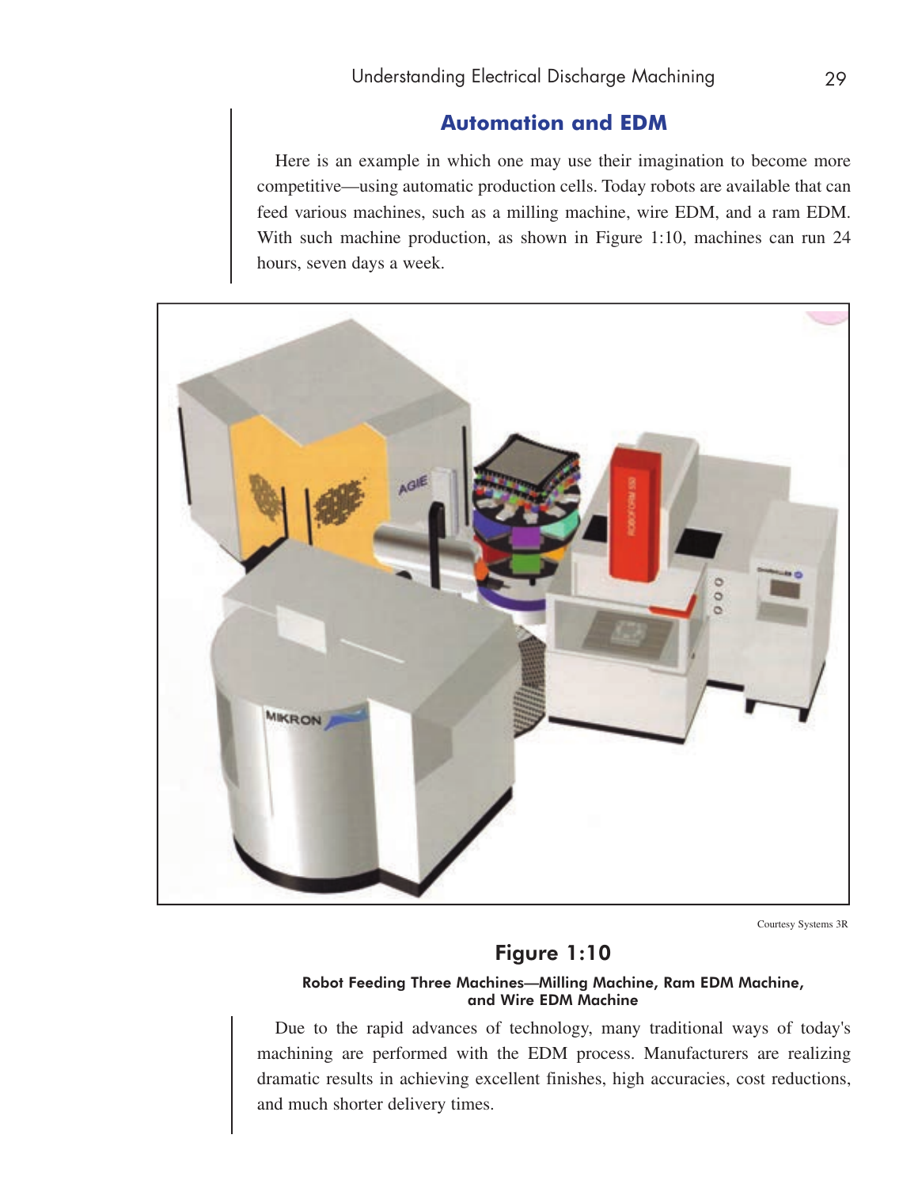## Automation and EDM

Here is an example in which one may use their imagination to become more competitive—using automatic production cells. Today robots are available that can feed various machines, such as a milling machine, wire EDM, and a ram EDM. With such machine production, as shown in Figure 1:10, machines can run 24 hours, seven days a week.

Courtesy Systems 3R

**Figure 1:10**

**Robot Feeding Three Machines—Milling Machine, Ram EDM Machine, and Wire EDM Machine**

Due to the rapid advances of technology, many traditional ways of today's machining are performed with the EDM process. Manufacturers are realizing dramatic results in achieving excellent finishes, high accuracies, cost reductions, and much shorter delivery times.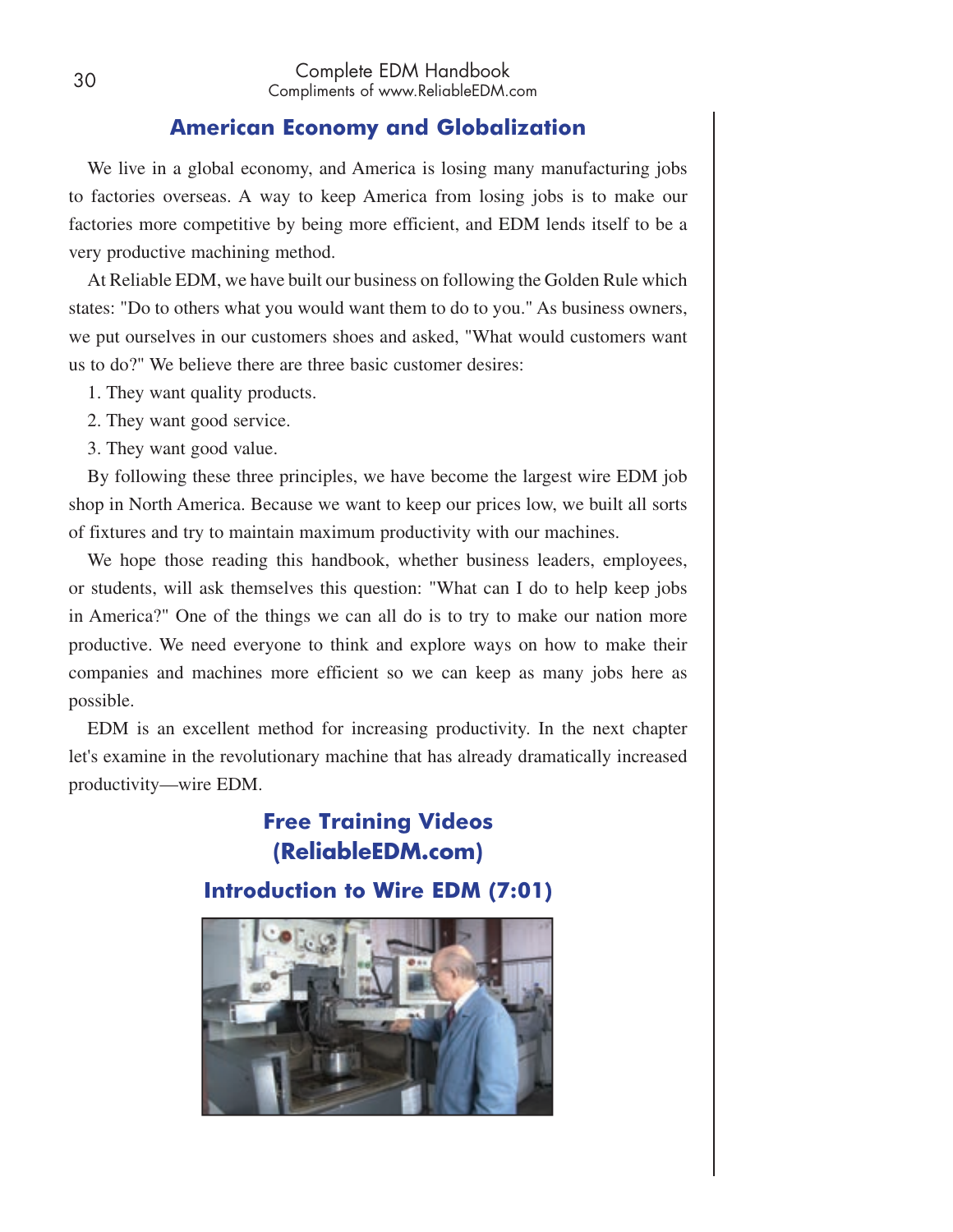## American Economy and Globalization

We live in a global economy, and America is losing many manufacturing jobs to factories overseas. A way to keep America from losing jobs is to make our factories more competitive by being more efficient, and EDM lends itself to be a very productive machining method.

At Reliable EDM, we have built our business on following the Golden Rule which states: "Do to others what you would want them to do to you." As business owners, we put ourselves in our customers shoes and asked, "What would customers want us to do?" We believe there are three basic customer desires:

1. They want quality products.
2. They want good service.
3. They want good value.

By following these three principles, we have become the largest wire EDM job shop in North America. Because we want to keep our prices low, we built all sorts of fixtures and try to maintain maximum productivity with our machines.

We hope those reading this handbook, whether business leaders, employees, or students, will ask themselves this question: "What can I do to help keep jobs in America?" One of the things we can all do is to try to make our nation more productive. We need everyone to think and explore ways on how to make their companies and machines more efficient so we can keep as many jobs here as possible.

EDM is an excellent method for increasing productivity. In the next chapter let's examine in the revolutionary machine that has already dramatically increased productivity—wire EDM.

### Free Training Videos (ReliableEDM.com)

### Introduction to Wire EDM (7:01)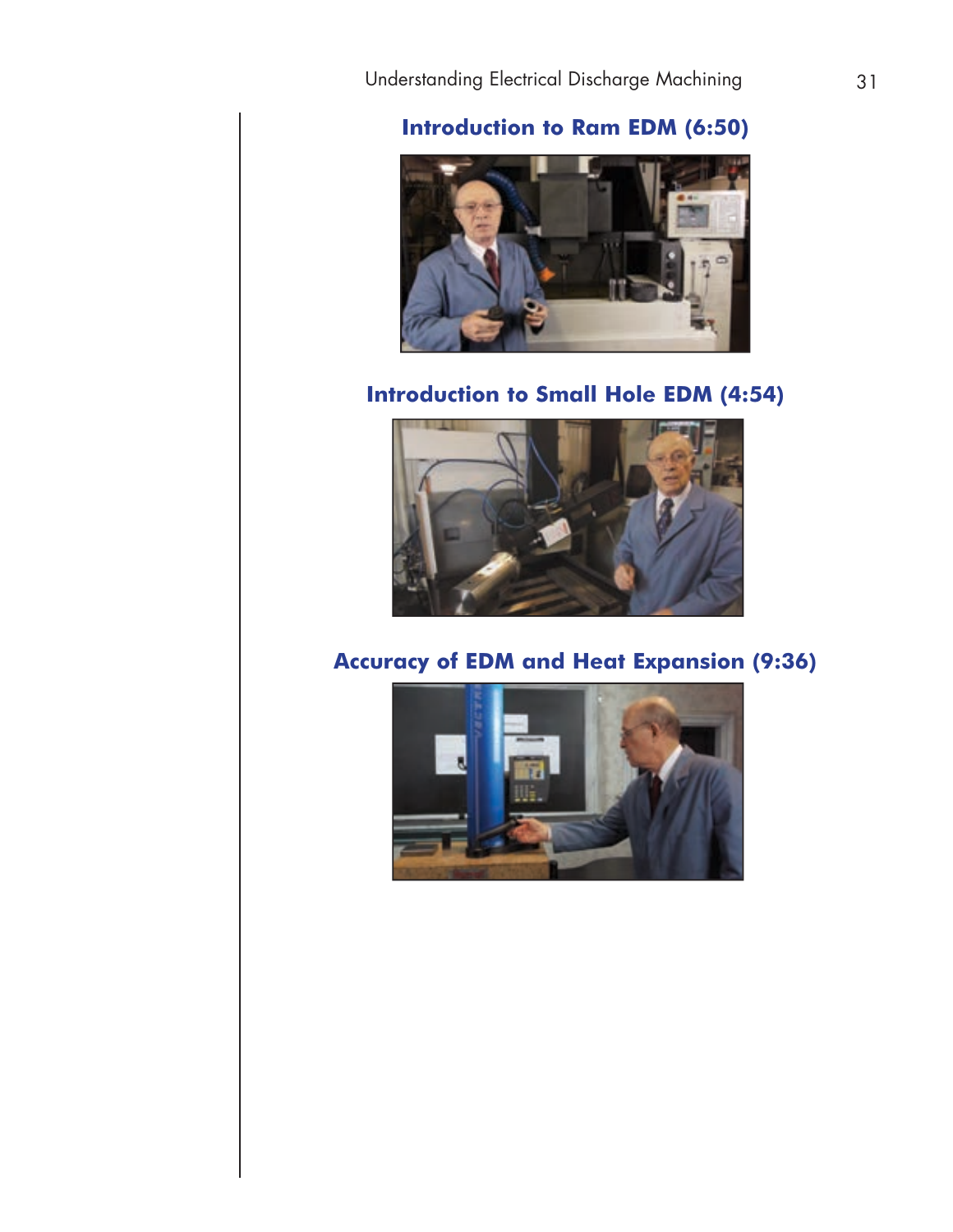**Introduction to Ram EDM (6:50)**

**Introduction to Small Hole EDM (4:54)**

**Accuracy of EDM and Heat Expansion (9:36)**